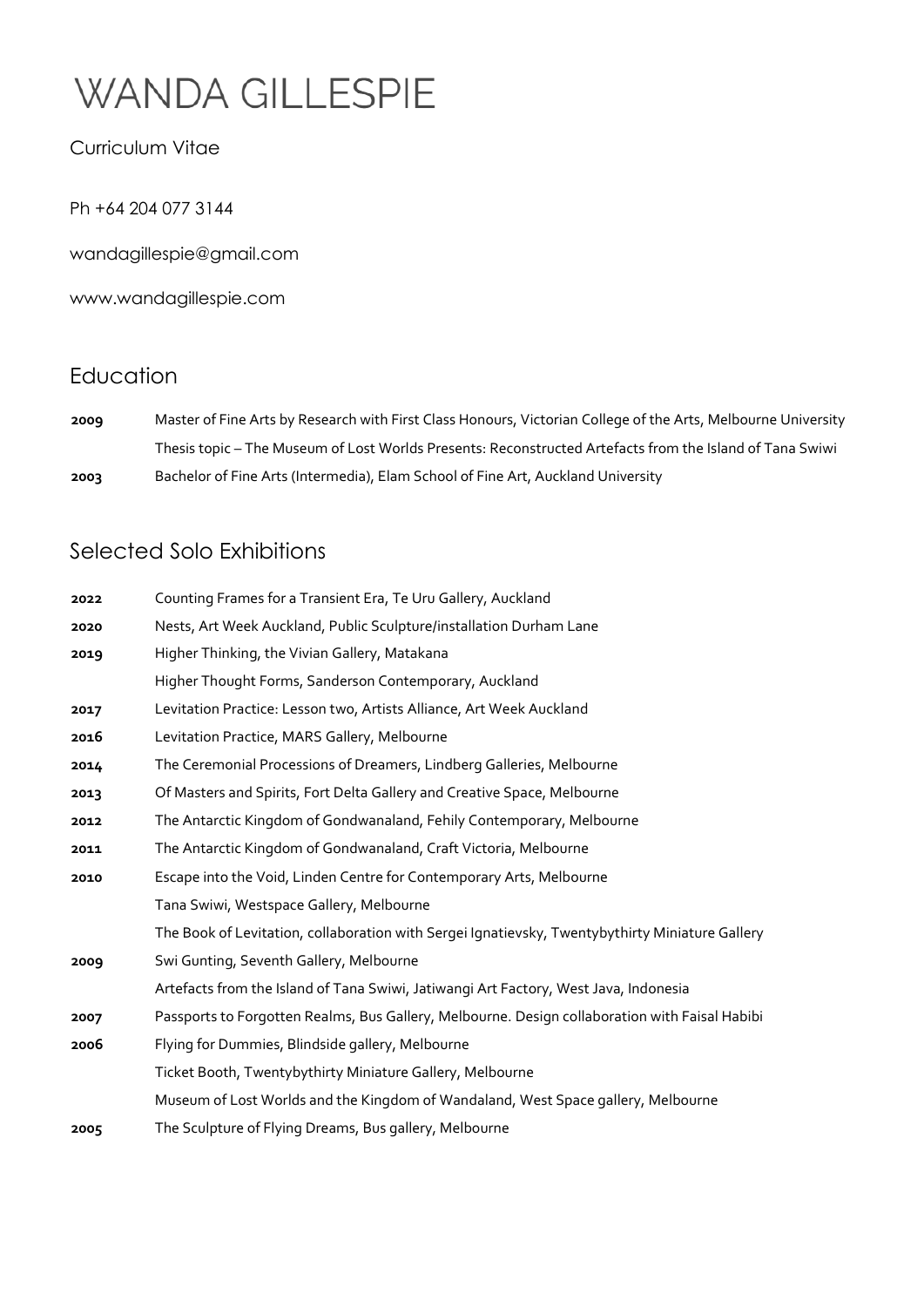# WANDA GILLESPIE

Curriculum Vitae

Ph +64 204 077 3144

wandagillespie@gmail.com

www.wandagillespie.com

## Education

**2009** Master of Fine Arts by Research with First Class Honours, Victorian College of the Arts, Melbourne University
Thesis topic – The Museum of Lost Worlds Presents: Reconstructed Artefacts from the Island of Tana Swiwi

**2003** Bachelor of Fine Arts (Intermedia), Elam School of Fine Art, Auckland University

## Selected Solo Exhibitions

**2022** Counting Frames for a Transient Era, Te Uru Gallery, Auckland

**2020** Nests, Art Week Auckland, Public Sculpture/installation Durham Lane

**2019** Higher Thinking, the Vivian Gallery, Matakana
Higher Thought Forms, Sanderson Contemporary, Auckland

**2017** Levitation Practice: Lesson two, Artists Alliance, Art Week Auckland

**2016** Levitation Practice, MARS Gallery, Melbourne

**2014** The Ceremonial Processions of Dreamers, Lindberg Galleries, Melbourne

**2013** Of Masters and Spirits, Fort Delta Gallery and Creative Space, Melbourne

**2012** The Antarctic Kingdom of Gondwanaland, Fehily Contemporary, Melbourne

**2011** The Antarctic Kingdom of Gondwanaland, Craft Victoria, Melbourne

**2010** Escape into the Void, Linden Centre for Contemporary Arts, Melbourne
Tana Swiwi, Westspace Gallery, Melbourne
The Book of Levitation, collaboration with Sergei Ignatievsky, Twentybythirty Miniature Gallery

**2009** Swi Gunting, Seventh Gallery, Melbourne
Artefacts from the Island of Tana Swiwi, Jatiwangi Art Factory, West Java, Indonesia

**2007** Passports to Forgotten Realms, Bus Gallery, Melbourne. Design collaboration with Faisal Habibi

**2006** Flying for Dummies, Blindside gallery, Melbourne
Ticket Booth, Twentybythirty Miniature Gallery, Melbourne
Museum of Lost Worlds and the Kingdom of Wandaland, West Space gallery, Melbourne

**2005** The Sculpture of Flying Dreams, Bus gallery, Melbourne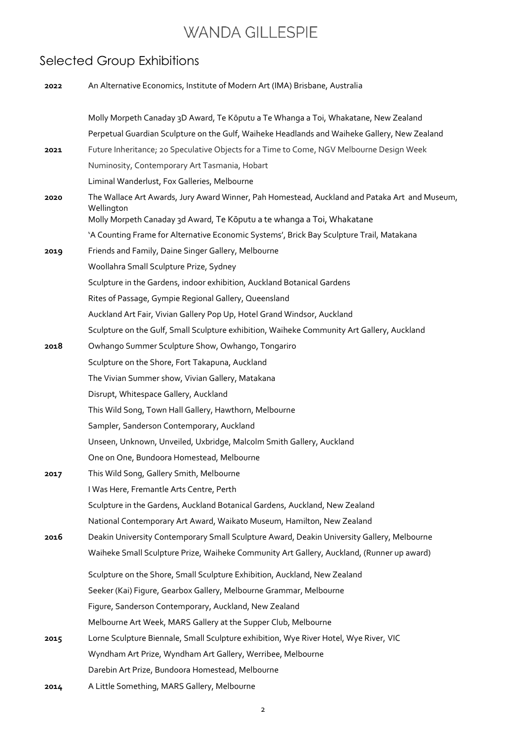# WANDA GILLESPIE

## Selected Group Exhibitions

| | |
|---|---|
| **2022** | An Alternative Economics, Institute of Modern Art (IMA) Brisbane, Australia |
| | Molly Morpeth Canaday 3D Award, Te Kōputu a Te Whanga a Toi, Whakatane, New Zealand |
| | Perpetual Guardian Sculpture on the Gulf, Waiheke Headlands and Waiheke Gallery, New Zealand |
| **2021** | Future Inheritance; 20 Speculative Objects for a Time to Come, NGV Melbourne Design Week |
| | Numinosity, Contemporary Art Tasmania, Hobart |
| | Liminal Wanderlust, Fox Galleries, Melbourne |
| **2020** | The Wallace Art Awards, Jury Award Winner, Pah Homestead, Auckland and Pataka Art and Museum, Wellington |
| | Molly Morpeth Canaday 3d Award, Te Kōputu a te whanga a Toi, Whakatane |
| | 'A Counting Frame for Alternative Economic Systems', Brick Bay Sculpture Trail, Matakana |
| **2019** | Friends and Family, Daine Singer Gallery, Melbourne |
| | Woollahra Small Sculpture Prize, Sydney |
| | Sculpture in the Gardens, indoor exhibition, Auckland Botanical Gardens |
| | Rites of Passage, Gympie Regional Gallery, Queensland |
| | Auckland Art Fair, Vivian Gallery Pop Up, Hotel Grand Windsor, Auckland |
| | Sculpture on the Gulf, Small Sculpture exhibition, Waiheke Community Art Gallery, Auckland |
| **2018** | Owhango Summer Sculpture Show, Owhango, Tongariro |
| | Sculpture on the Shore, Fort Takapuna, Auckland |
| | The Vivian Summer show, Vivian Gallery, Matakana |
| | Disrupt, Whitespace Gallery, Auckland |
| | This Wild Song, Town Hall Gallery, Hawthorn, Melbourne |
| | Sampler, Sanderson Contemporary, Auckland |
| | Unseen, Unknown, Unveiled, Uxbridge, Malcolm Smith Gallery, Auckland |
| | One on One, Bundoora Homestead, Melbourne |
| **2017** | This Wild Song, Gallery Smith, Melbourne |
| | I Was Here, Fremantle Arts Centre, Perth |
| | Sculpture in the Gardens, Auckland Botanical Gardens, Auckland, New Zealand |
| | National Contemporary Art Award, Waikato Museum, Hamilton, New Zealand |
| **2016** | Deakin University Contemporary Small Sculpture Award, Deakin University Gallery, Melbourne |
| | Waiheke Small Sculpture Prize, Waiheke Community Art Gallery, Auckland, (Runner up award) |
| | Sculpture on the Shore, Small Sculpture Exhibition, Auckland, New Zealand |
| | Seeker (Kai) Figure, Gearbox Gallery, Melbourne Grammar, Melbourne |
| | Figure, Sanderson Contemporary, Auckland, New Zealand |
| | Melbourne Art Week, MARS Gallery at the Supper Club, Melbourne |
| **2015** | Lorne Sculpture Biennale, Small Sculpture exhibition, Wye River Hotel, Wye River, VIC |
| | Wyndham Art Prize, Wyndham Art Gallery, Werribee, Melbourne |
| | Darebin Art Prize, Bundoora Homestead, Melbourne |
| **2014** | A Little Something, MARS Gallery, Melbourne |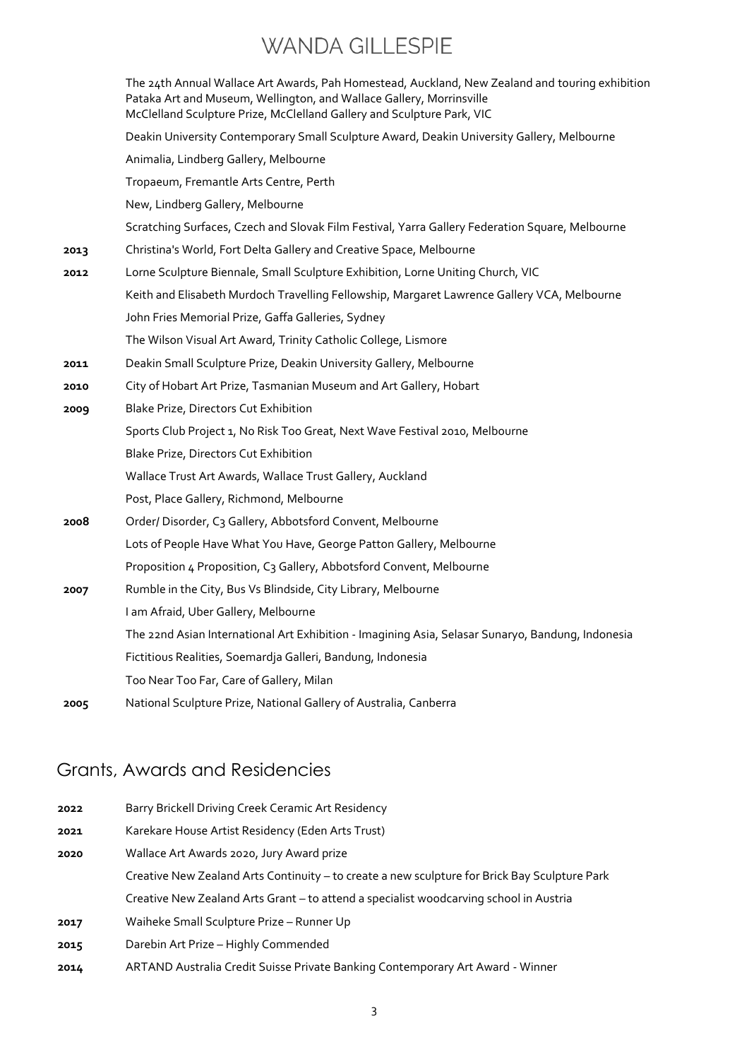The 24th Annual Wallace Art Awards, Pah Homestead, Auckland, New Zealand and touring exhibition Pataka Art and Museum, Wellington, and Wallace Gallery, Morrinsville
McClelland Sculpture Prize, McClelland Gallery and Sculpture Park, VIC

Deakin University Contemporary Small Sculpture Award, Deakin University Gallery, Melbourne

Animalia, Lindberg Gallery, Melbourne

Tropaeum, Fremantle Arts Centre, Perth

New, Lindberg Gallery, Melbourne

Scratching Surfaces, Czech and Slovak Film Festival, Yarra Gallery Federation Square, Melbourne

**2013** Christina's World, Fort Delta Gallery and Creative Space, Melbourne

**2012** Lorne Sculpture Biennale, Small Sculpture Exhibition, Lorne Uniting Church, VIC

Keith and Elisabeth Murdoch Travelling Fellowship, Margaret Lawrence Gallery VCA, Melbourne

John Fries Memorial Prize, Gaffa Galleries, Sydney

The Wilson Visual Art Award, Trinity Catholic College, Lismore

**2011** Deakin Small Sculpture Prize, Deakin University Gallery, Melbourne

**2010** City of Hobart Art Prize, Tasmanian Museum and Art Gallery, Hobart

**2009** Blake Prize, Directors Cut Exhibition

Sports Club Project 1, No Risk Too Great, Next Wave Festival 2010, Melbourne

Blake Prize, Directors Cut Exhibition

Wallace Trust Art Awards, Wallace Trust Gallery, Auckland

Post, Place Gallery, Richmond, Melbourne

**2008** Order/ Disorder, C3 Gallery, Abbotsford Convent, Melbourne

Lots of People Have What You Have, George Patton Gallery, Melbourne

Proposition 4 Proposition, C3 Gallery, Abbotsford Convent, Melbourne

**2007** Rumble in the City, Bus Vs Blindside, City Library, Melbourne

I am Afraid, Uber Gallery, Melbourne

The 22nd Asian International Art Exhibition - Imagining Asia, Selasar Sunaryo, Bandung, Indonesia

Fictitious Realities, Soemardja Galleri, Bandung, Indonesia

Too Near Too Far, Care of Gallery, Milan

**2005** National Sculpture Prize, National Gallery of Australia, Canberra

## Grants, Awards and Residencies

**2022** Barry Brickell Driving Creek Ceramic Art Residency

**2021** Karekare House Artist Residency (Eden Arts Trust)

**2020** Wallace Art Awards 2020, Jury Award prize

Creative New Zealand Arts Continuity – to create a new sculpture for Brick Bay Sculpture Park

Creative New Zealand Arts Grant – to attend a specialist woodcarving school in Austria

**2017** Waiheke Small Sculpture Prize – Runner Up

**2015** Darebin Art Prize – Highly Commended

**2014** ARTAND Australia Credit Suisse Private Banking Contemporary Art Award - Winner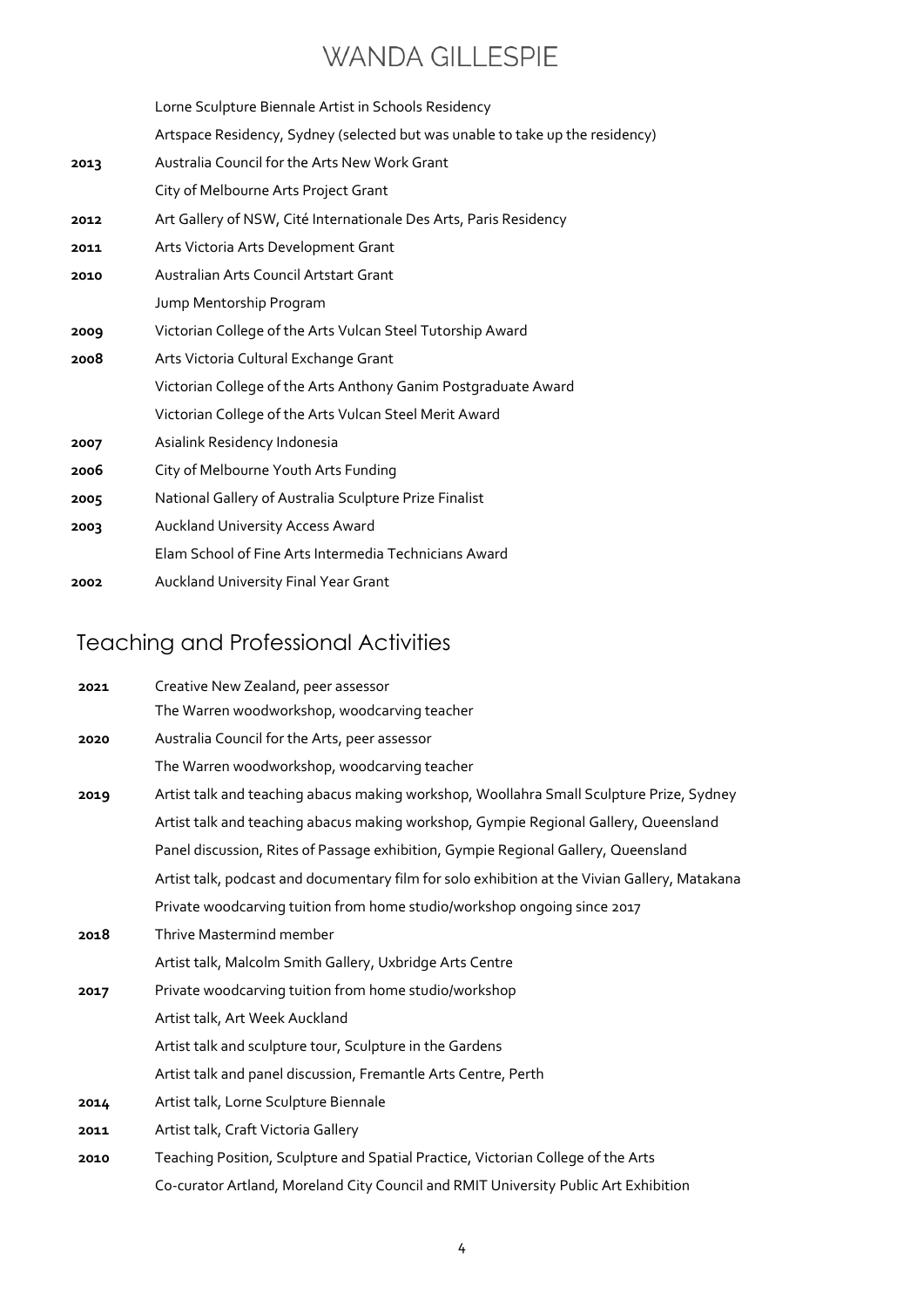| | |
|---|---|
| | Lorne Sculpture Biennale Artist in Schools Residency |
| | Artspace Residency, Sydney (selected but was unable to take up the residency) |
| **2013** | Australia Council for the Arts New Work Grant |
| | City of Melbourne Arts Project Grant |
| **2012** | Art Gallery of NSW, Cité Internationale Des Arts, Paris Residency |
| **2011** | Arts Victoria Arts Development Grant |
| **2010** | Australian Arts Council Artstart Grant |
| | Jump Mentorship Program |
| **2009** | Victorian College of the Arts Vulcan Steel Tutorship Award |
| **2008** | Arts Victoria Cultural Exchange Grant |
| | Victorian College of the Arts Anthony Ganim Postgraduate Award |
| | Victorian College of the Arts Vulcan Steel Merit Award |
| **2007** | Asialink Residency Indonesia |
| **2006** | City of Melbourne Youth Arts Funding |
| **2005** | National Gallery of Australia Sculpture Prize Finalist |
| **2003** | Auckland University Access Award |
| | Elam School of Fine Arts Intermedia Technicians Award |
| **2002** | Auckland University Final Year Grant |

## Teaching and Professional Activities

| | |
|---|---|
| **2021** | Creative New Zealand, peer assessor |
| | The Warren woodworkshop, woodcarving teacher |
| **2020** | Australia Council for the Arts, peer assessor |
| | The Warren woodworkshop, woodcarving teacher |
| **2019** | Artist talk and teaching abacus making workshop, Woollahra Small Sculpture Prize, Sydney |
| | Artist talk and teaching abacus making workshop, Gympie Regional Gallery, Queensland |
| | Panel discussion, Rites of Passage exhibition, Gympie Regional Gallery, Queensland |
| | Artist talk, podcast and documentary film for solo exhibition at the Vivian Gallery, Matakana |
| | Private woodcarving tuition from home studio/workshop ongoing since 2017 |
| **2018** | Thrive Mastermind member |
| | Artist talk, Malcolm Smith Gallery, Uxbridge Arts Centre |
| **2017** | Private woodcarving tuition from home studio/workshop |
| | Artist talk, Art Week Auckland |
| | Artist talk and sculpture tour, Sculpture in the Gardens |
| | Artist talk and panel discussion, Fremantle Arts Centre, Perth |
| **2014** | Artist talk, Lorne Sculpture Biennale |
| **2011** | Artist talk, Craft Victoria Gallery |
| **2010** | Teaching Position, Sculpture and Spatial Practice, Victorian College of the Arts |
| | Co-curator Artland, Moreland City Council and RMIT University Public Art Exhibition |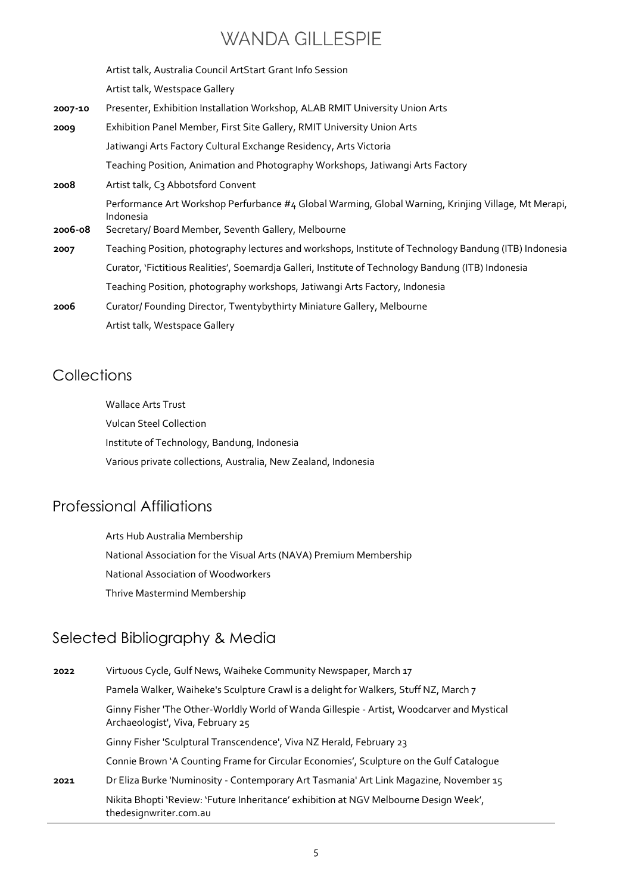| | |
|---|---|
| | Artist talk, Australia Council ArtStart Grant Info Session |
| | Artist talk, Westspace Gallery |
| **2007-10** | Presenter, Exhibition Installation Workshop, ALAB RMIT University Union Arts |
| **2009** | Exhibition Panel Member, First Site Gallery, RMIT University Union Arts |
| | Jatiwangi Arts Factory Cultural Exchange Residency, Arts Victoria |
| | Teaching Position, Animation and Photography Workshops, Jatiwangi Arts Factory |
| **2008** | Artist talk, C3 Abbotsford Convent |
| | Performance Art Workshop Perfurbance #4 Global Warming, Global Warning, Krinjing Village, Mt Merapi, Indonesia |
| **2006-08** | Secretary/ Board Member, Seventh Gallery, Melbourne |
| **2007** | Teaching Position, photography lectures and workshops, Institute of Technology Bandung (ITB) Indonesia |
| | Curator, 'Fictitious Realities', Soemardja Galleri, Institute of Technology Bandung (ITB) Indonesia |
| | Teaching Position, photography workshops, Jatiwangi Arts Factory, Indonesia |
| **2006** | Curator/ Founding Director, Twentybythirty Miniature Gallery, Melbourne |
| | Artist talk, Westspace Gallery |

## Collections

Wallace Arts Trust

Vulcan Steel Collection

Institute of Technology, Bandung, Indonesia

Various private collections, Australia, New Zealand, Indonesia

## Professional Affiliations

Arts Hub Australia Membership

National Association for the Visual Arts (NAVA) Premium Membership

National Association of Woodworkers

Thrive Mastermind Membership

## Selected Bibliography & Media

| | |
|---|---|
| **2022** | Virtuous Cycle, Gulf News, Waiheke Community Newspaper, March 17 |
| | Pamela Walker, Waiheke's Sculpture Crawl is a delight for Walkers, Stuff NZ, March 7 |
| | Ginny Fisher 'The Other-Worldly World of Wanda Gillespie - Artist, Woodcarver and Mystical Archaeologist', Viva, February 25 |
| | Ginny Fisher 'Sculptural Transcendence', Viva NZ Herald, February 23 |
| | Connie Brown 'A Counting Frame for Circular Economies', Sculpture on the Gulf Catalogue |
| **2021** | Dr Eliza Burke 'Numinosity - Contemporary Art Tasmania' Art Link Magazine, November 15 |
| | Nikita Bhopti 'Review: 'Future Inheritance' exhibition at NGV Melbourne Design Week', thedesignwriter.com.au |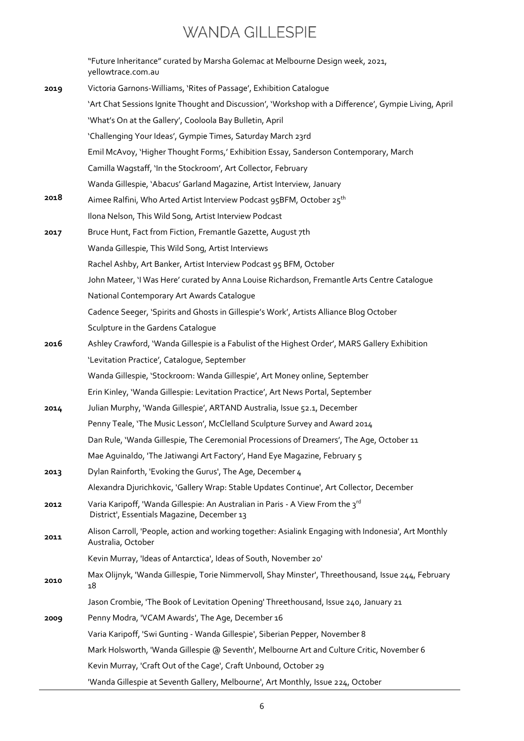"Future Inheritance" curated by Marsha Golemac at Melbourne Design week, 2021, yellowtrace.com.au

**2019** Victoria Garnons-Williams, 'Rites of Passage', Exhibition Catalogue

'Art Chat Sessions Ignite Thought and Discussion', 'Workshop with a Difference', Gympie Living, April

'What's On at the Gallery', Cooloola Bay Bulletin, April

'Challenging Your Ideas', Gympie Times, Saturday March 23rd

Emil McAvoy, 'Higher Thought Forms,' Exhibition Essay, Sanderson Contemporary, March

Camilla Wagstaff, 'In the Stockroom', Art Collector, February

Wanda Gillespie, 'Abacus' Garland Magazine, Artist Interview, January

**2018** Aimee Ralfini, Who Arted Artist Interview Podcast 95BFM, October 25th

Ilona Nelson, This Wild Song, Artist Interview Podcast

**2017** Bruce Hunt, Fact from Fiction, Fremantle Gazette, August 7th

Wanda Gillespie, This Wild Song, Artist Interviews

Rachel Ashby, Art Banker, Artist Interview Podcast 95 BFM, October

John Mateer, 'I Was Here' curated by Anna Louise Richardson, Fremantle Arts Centre Catalogue

National Contemporary Art Awards Catalogue

Cadence Seeger, 'Spirits and Ghosts in Gillespie's Work', Artists Alliance Blog October

Sculpture in the Gardens Catalogue

**2016** Ashley Crawford, 'Wanda Gillespie is a Fabulist of the Highest Order', MARS Gallery Exhibition 'Levitation Practice', Catalogue, September

Wanda Gillespie, 'Stockroom: Wanda Gillespie', Art Money online, September

Erin Kinley, 'Wanda Gillespie: Levitation Practice', Art News Portal, September

**2014** Julian Murphy, 'Wanda Gillespie', ARTAND Australia, Issue 52.1, December

Penny Teale, 'The Music Lesson', McClelland Sculpture Survey and Award 2014

Dan Rule, 'Wanda Gillespie, The Ceremonial Processions of Dreamers', The Age, October 11

Mae Aguinaldo, 'The Jatiwangi Art Factory', Hand Eye Magazine, February 5

**2013** Dylan Rainforth, 'Evoking the Gurus', The Age, December 4

Alexandra Djurichkovic, 'Gallery Wrap: Stable Updates Continue', Art Collector, December

**2012** Varia Karipoff, 'Wanda Gillespie: An Australian in Paris - A View From the 3rd District', Essentials Magazine, December 13

**2011** Alison Carroll, 'People, action and working together: Asialink Engaging with Indonesia', Art Monthly Australia, October

Kevin Murray, 'Ideas of Antarctica', Ideas of South, November 20'

**2010** Max Olijnyk, 'Wanda Gillespie, Torie Nimmervoll, Shay Minster', Threethousand, Issue 244, February 18

Jason Crombie, 'The Book of Levitation Opening' Threethousand, Issue 240, January 21

**2009** Penny Modra, 'VCAM Awards', The Age, December 16

Varia Karipoff, 'Swi Gunting - Wanda Gillespie', Siberian Pepper, November 8

Mark Holsworth, 'Wanda Gillespie @ Seventh', Melbourne Art and Culture Critic, November 6

Kevin Murray, 'Craft Out of the Cage', Craft Unbound, October 29

'Wanda Gillespie at Seventh Gallery, Melbourne', Art Monthly, Issue 224, October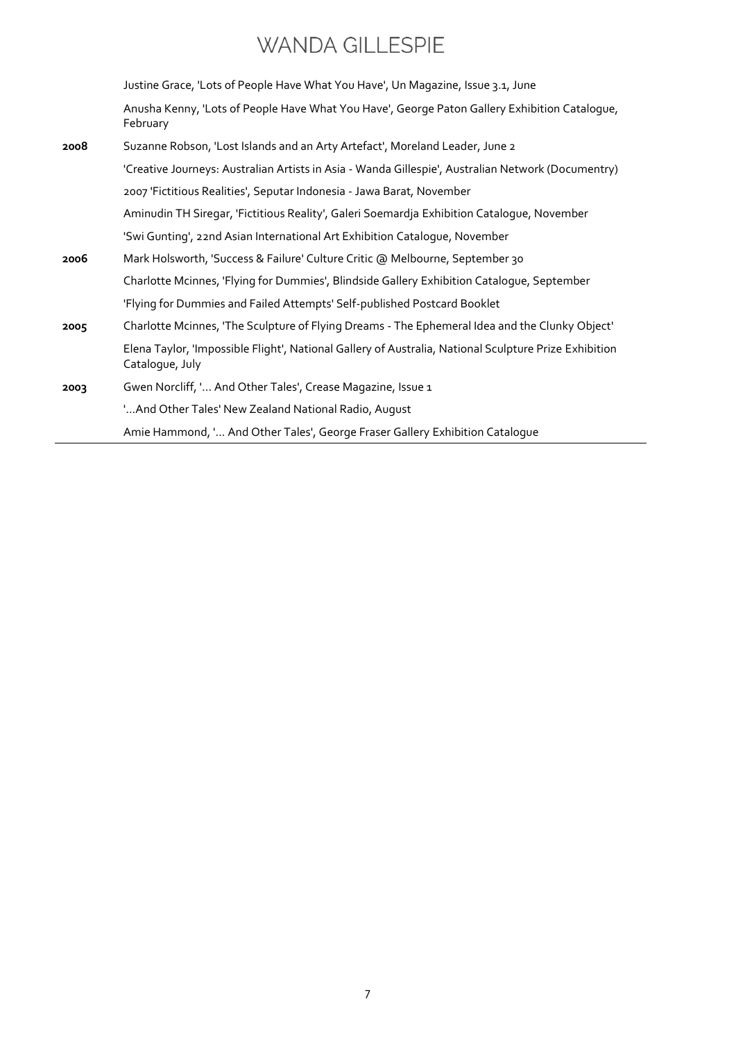| | |
|---|---|
| | Justine Grace, 'Lots of People Have What You Have', Un Magazine, Issue 3.1, June |
| | Anusha Kenny, 'Lots of People Have What You Have', George Paton Gallery Exhibition Catalogue, February |
| **2008** | Suzanne Robson, 'Lost Islands and an Arty Artefact', Moreland Leader, June 2 |
| | 'Creative Journeys: Australian Artists in Asia - Wanda Gillespie', Australian Network (Documentry) |
| | 2007 'Fictitious Realities', Seputar Indonesia - Jawa Barat, November |
| | Aminudin TH Siregar, 'Fictitious Reality', Galeri Soemardja Exhibition Catalogue, November |
| | 'Swi Gunting', 22nd Asian International Art Exhibition Catalogue, November |
| **2006** | Mark Holsworth, 'Success & Failure' Culture Critic @ Melbourne, September 30 |
| | Charlotte Mcinnes, 'Flying for Dummies', Blindside Gallery Exhibition Catalogue, September |
| | 'Flying for Dummies and Failed Attempts' Self-published Postcard Booklet |
| **2005** | Charlotte Mcinnes, 'The Sculpture of Flying Dreams - The Ephemeral Idea and the Clunky Object' |
| | Elena Taylor, 'Impossible Flight', National Gallery of Australia, National Sculpture Prize Exhibition Catalogue, July |
| **2003** | Gwen Norcliff, '... And Other Tales', Crease Magazine, Issue 1 |
| | '...And Other Tales' New Zealand National Radio, August |
| | Amie Hammond, '... And Other Tales', George Fraser Gallery Exhibition Catalogue |